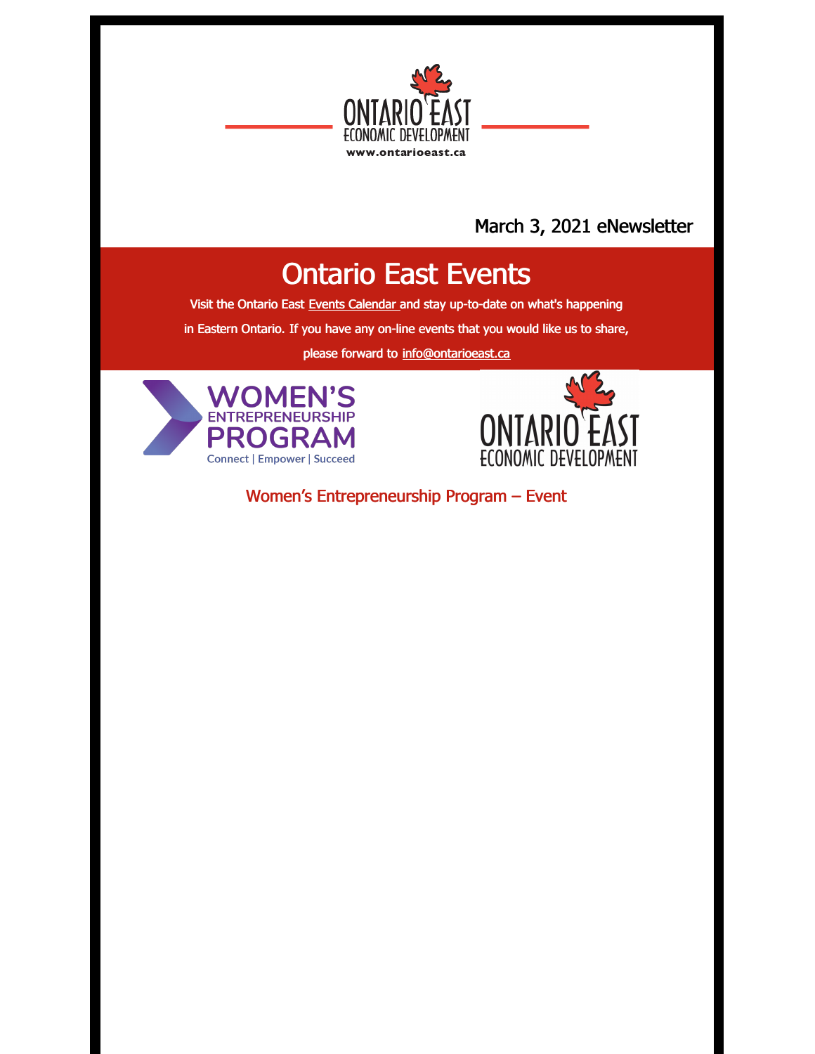ONTARIO EAST
ECONOMIC DEVELOPMENT
www.ontarioeast.ca

March 3, 2021 eNewsletter

# Ontario East Events

Visit the Ontario East Events Calendar and stay up-to-date on what's happening in Eastern Ontario. If you have any on-line events that you would like us to share, please forward to info@ontarioeast.ca

WOMEN'S ENTREPRENEURSHIP PROGRAM
Connect | Empower | Succeed

ONTARIO EAST
ECONOMIC DEVELOPMENT

## Women's Entrepreneurship Program – Event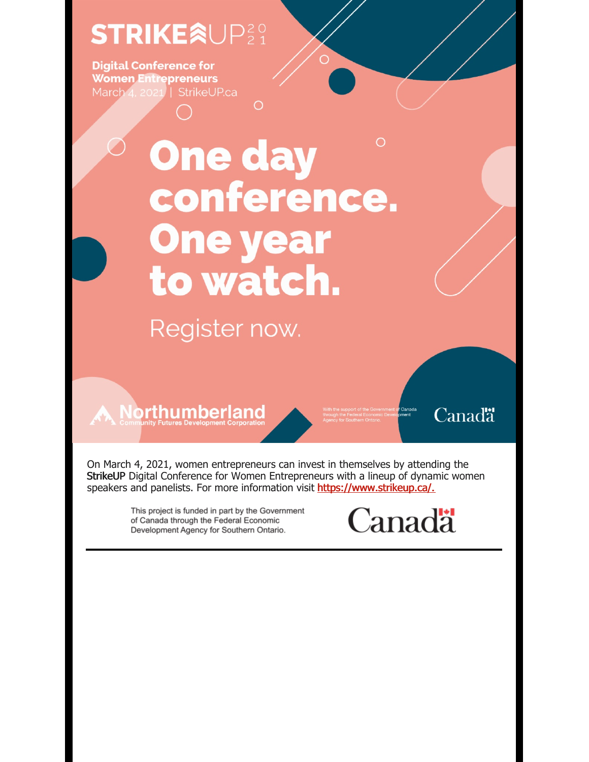# STRIKEUP 2021

**Digital Conference for Women Entrepreneurs**
March 4, 2021 | StrikeUP.ca

# One day conference. One year to watch.

Register now.

Northumberland Community Futures Development Corporation

With the support of the Government of Canada through the Federal Economic Development Agency for Southern Ontario.

Canada

On March 4, 2021, women entrepreneurs can invest in themselves by attending the StrikeUP Digital Conference for Women Entrepreneurs with a lineup of dynamic women speakers and panelists. For more information visit https://www.strikeup.ca/.

This project is funded in part by the Government of Canada through the Federal Economic Development Agency for Southern Ontario.

Canada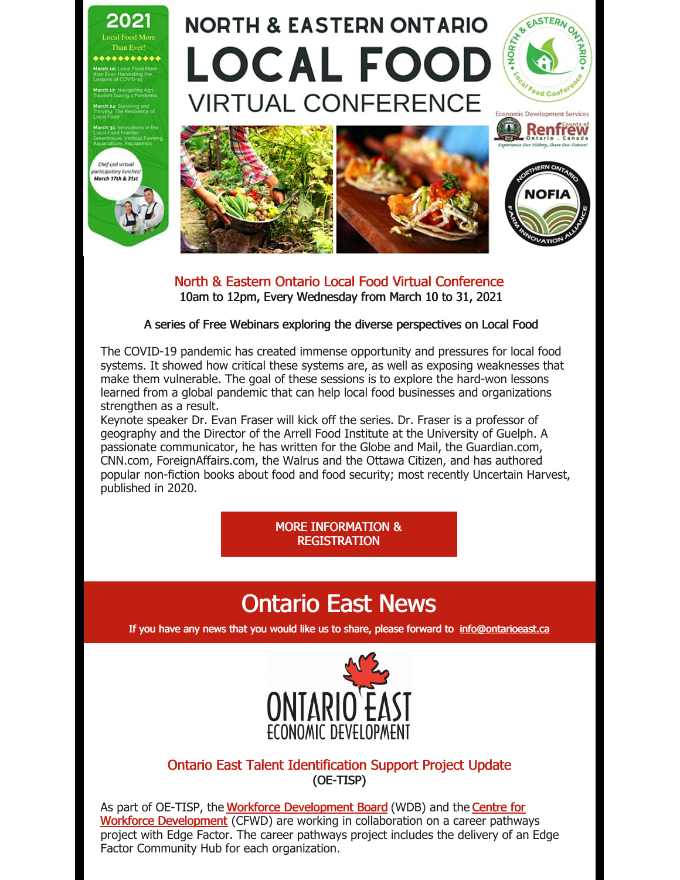2021

Local Food More Than Ever!

March 10: Local Food More than Ever: Harvesting the Lessons of COVID-19

March 17: Navigating Agri-Tourism During a Pandemic

March 24: Surviving and Thriving: The Resilience of Local Food

March 31: Innovations in the Local Food Frontier: Greenhouse, Vertical Farming, Aquaculture, Aquaponics

Chef-Led virtual participatory lunches! March 17th & 31st

# NORTH & EASTERN ONTARIO LOCAL FOOD VIRTUAL CONFERENCE

## North & Eastern Ontario Local Food Virtual Conference

10am to 12pm, Every Wednesday from March 10 to 31, 2021

A series of Free Webinars exploring the diverse perspectives on Local Food

The COVID-19 pandemic has created immense opportunity and pressures for local food systems. It showed how critical these systems are, as well as exposing weaknesses that make them vulnerable. The goal of these sessions is to explore the hard-won lessons learned from a global pandemic that can help local food businesses and organizations strengthen as a result.

Keynote speaker Dr. Evan Fraser will kick off the series. Dr. Fraser is a professor of geography and the Director of the Arrell Food Institute at the University of Guelph. A passionate communicator, he has written for the Globe and Mail, the Guardian.com, CNN.com, ForeignAffairs.com, the Walrus and the Ottawa Citizen, and has authored popular non-fiction books about food and food security; most recently Uncertain Harvest, published in 2020.

MORE INFORMATION & REGISTRATION

# Ontario East News

If you have any news that you would like us to share, please forward to info@ontarioeast.ca

## Ontario East Talent Identification Support Project Update (OE-TISP)

As part of OE-TISP, the Workforce Development Board (WDB) and the Centre for Workforce Development (CFWD) are working in collaboration on a career pathways project with Edge Factor. The career pathways project includes the delivery of an Edge Factor Community Hub for each organization.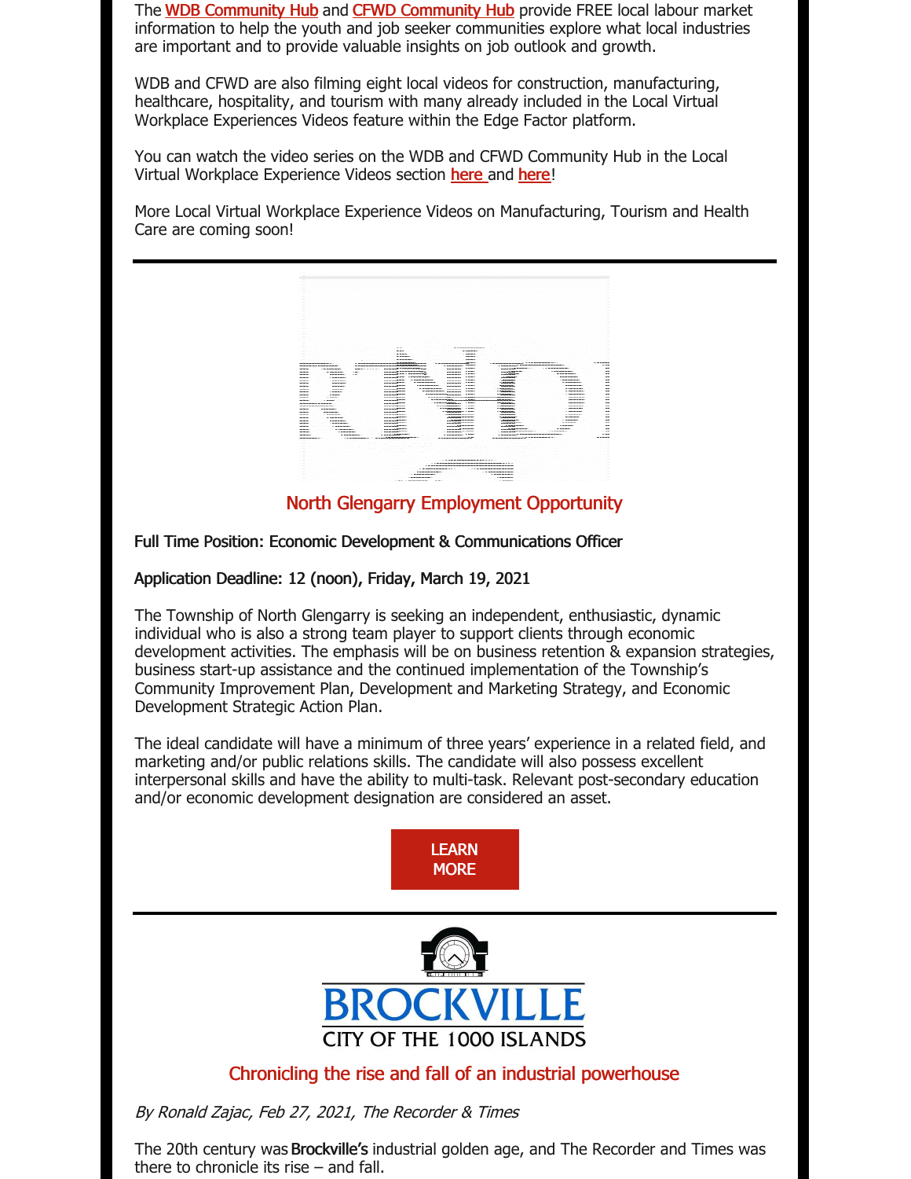The WDB Community Hub and CFWD Community Hub provide FREE local labour market information to help the youth and job seeker communities explore what local industries are important and to provide valuable insights on job outlook and growth.

WDB and CFWD are also filming eight local videos for construction, manufacturing, healthcare, hospitality, and tourism with many already included in the Local Virtual Workplace Experiences Videos feature within the Edge Factor platform.

You can watch the video series on the WDB and CFWD Community Hub in the Local Virtual Workplace Experience Videos section here and here!

More Local Virtual Workplace Experience Videos on Manufacturing, Tourism and Health Care are coming soon!

---

## North Glengarry Employment Opportunity

**Full Time Position: Economic Development & Communications Officer**

**Application Deadline: 12 (noon), Friday, March 19, 2021**

The Township of North Glengarry is seeking an independent, enthusiastic, dynamic individual who is also a strong team player to support clients through economic development activities. The emphasis will be on business retention & expansion strategies, business start-up assistance and the continued implementation of the Township's Community Improvement Plan, Development and Marketing Strategy, and Economic Development Strategic Action Plan.

The ideal candidate will have a minimum of three years' experience in a related field, and marketing and/or public relations skills. The candidate will also possess excellent interpersonal skills and have the ability to multi-task. Relevant post-secondary education and/or economic development designation are considered an asset.

LEARN MORE

---

BROCKVILLE

CITY OF THE 1000 ISLANDS

## Chronicling the rise and fall of an industrial powerhouse

*By Ronald Zajac, Feb 27, 2021, The Recorder & Times*

The 20th century was **Brockville's** industrial golden age, and The Recorder and Times was there to chronicle its rise – and fall.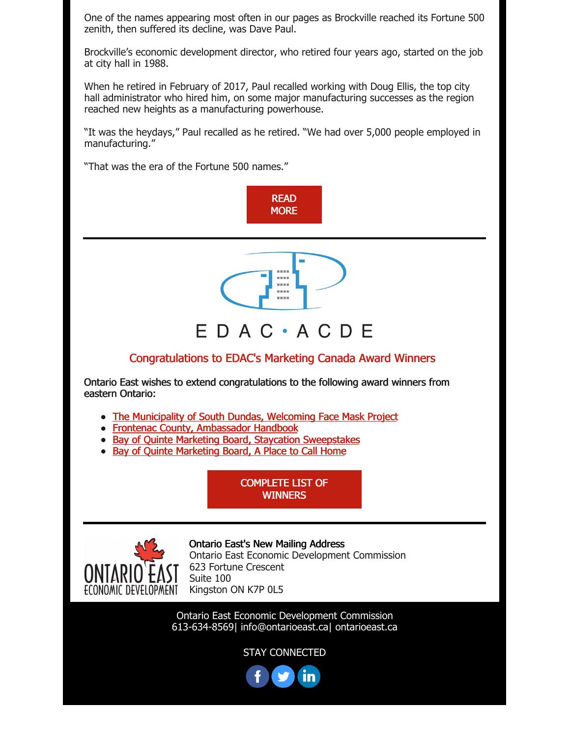One of the names appearing most often in our pages as Brockville reached its Fortune 500 zenith, then suffered its decline, was Dave Paul.

Brockville's economic development director, who retired four years ago, started on the job at city hall in 1988.

When he retired in February of 2017, Paul recalled working with Doug Ellis, the top city hall administrator who hired him, on some major manufacturing successes as the region reached new heights as a manufacturing powerhouse.

"It was the heydays," Paul recalled as he retired. "We had over 5,000 people employed in manufacturing."

"That was the era of the Fortune 500 names."

READ MORE

EDAC • ACDE

## Congratulations to EDAC's Marketing Canada Award Winners

**Ontario East wishes to extend congratulations to the following award winners from eastern Ontario:**

- The Municipality of South Dundas, Welcoming Face Mask Project
- Frontenac County, Ambassador Handbook
- Bay of Quinte Marketing Board, Staycation Sweepstakes
- Bay of Quinte Marketing Board, A Place to Call Home

COMPLETE LIST OF WINNERS

ONTARIO EAST ECONOMIC DEVELOPMENT

**Ontario East's New Mailing Address**
Ontario East Economic Development Commission
623 Fortune Crescent
Suite 100
Kingston ON K7P 0L5

Ontario East Economic Development Commission
613-634-8569| info@ontarioeast.ca| ontarioeast.ca

STAY CONNECTED